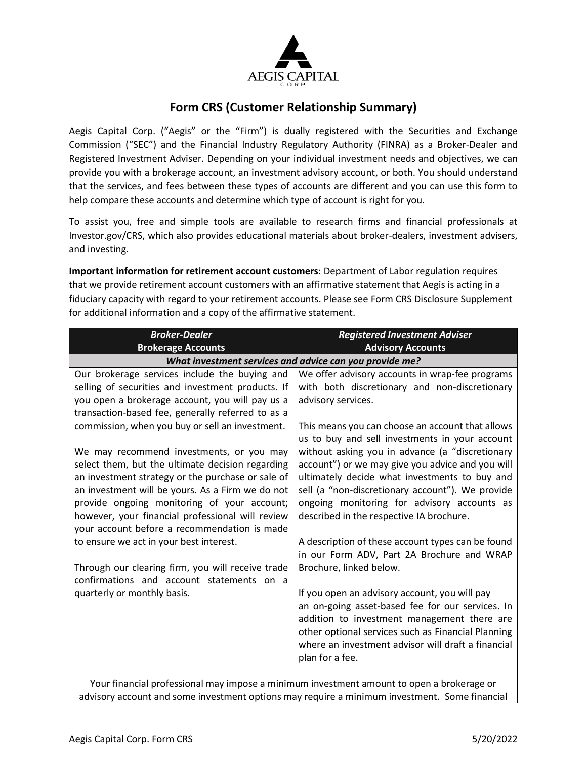# Form CRS (Customer Relationship Summary)

Aegis Capital Corp. ("Aegis" or the "Firm") is dually registered with the Securities and Exchange Commission ("SEC") and the Financial Industry Regulatory Authority (FINRA) as a Broker-Dealer and Registered Investment Adviser. Depending on your individual investment needs and objectives, we can provide you with a brokerage account, an investment advisory account, or both. You should understand that the services, and fees between these types of accounts are different and you can use this form to help compare these accounts and determine which type of account is right for you.

To assist you, free and simple tools are available to research firms and financial professionals at Investor.gov/CRS, which also provides educational materials about broker-dealers, investment advisers, and investing.

**Important information for retirement account customers**: Department of Labor regulation requires that we provide retirement account customers with an affirmative statement that Aegis is acting in a fiduciary capacity with regard to your retirement accounts. Please see Form CRS Disclosure Supplement for additional information and a copy of the affirmative statement.

| ***Broker-Dealer*** **Brokerage Accounts** | ***Registered Investment Adviser*** **Advisory Accounts** |
|---|---|
| ***What investment services and advice can you provide me?*** | |
| Our brokerage services include the buying and selling of securities and investment products. If you open a brokerage account, you will pay us a transaction-based fee, generally referred to as a commission, when you buy or sell an investment.<br><br>We may recommend investments, or you may select them, but the ultimate decision regarding an investment strategy or the purchase or sale of an investment will be yours. As a Firm we do not provide ongoing monitoring of your account; however, your financial professional will review your account before a recommendation is made to ensure we act in your best interest.<br><br>Through our clearing firm, you will receive trade confirmations and account statements on a quarterly or monthly basis. | We offer advisory accounts in wrap-fee programs with both discretionary and non-discretionary advisory services.<br><br>This means you can choose an account that allows us to buy and sell investments in your account without asking you in advance (a "discretionary account") or we may give you advice and you will ultimately decide what investments to buy and sell (a "non-discretionary account"). We provide ongoing monitoring for advisory accounts as described in the respective IA brochure.<br><br>A description of these account types can be found in our Form ADV, Part 2A Brochure and WRAP Brochure, linked below.<br><br>If you open an advisory account, you will pay an on-going asset-based fee for our services. In addition to investment management there are other optional services such as Financial Planning where an investment advisor will draft a financial plan for a fee. |
| Your financial professional may impose a minimum investment amount to open a brokerage or advisory account and some investment options may require a minimum investment. Some financial | |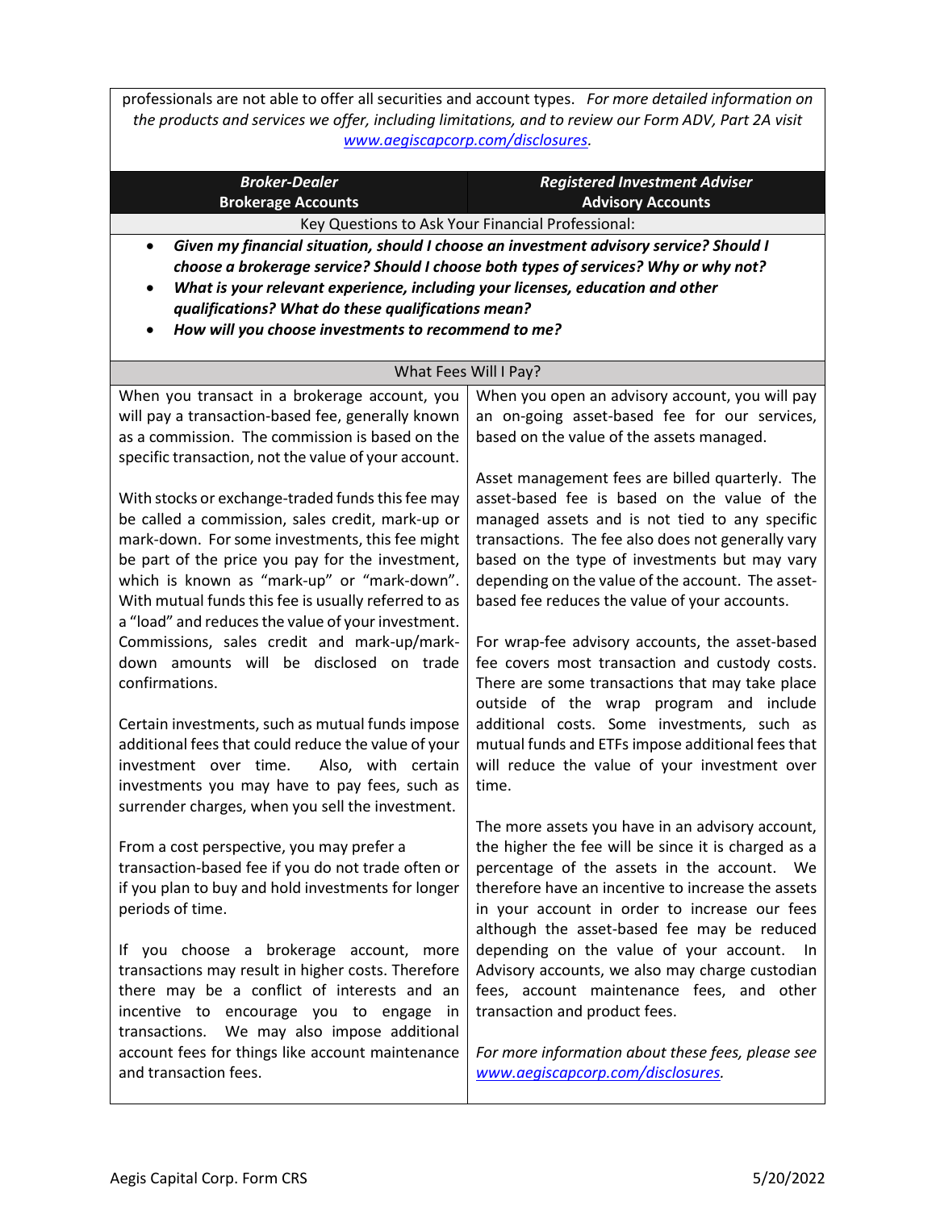professionals are not able to offer all securities and account types. *For more detailed information on the products and services we offer, including limitations, and to review our Form ADV, Part 2A visit [www.aegiscapcorp.com/disclosures](www.aegiscapcorp.com/disclosures).*

| ***Broker-Dealer*** **Brokerage Accounts** | ***Registered Investment Adviser*** **Advisory Accounts** |
|---|---|

Key Questions to Ask Your Financial Professional:

- ***Given my financial situation, should I choose an investment advisory service? Should I choose a brokerage service? Should I choose both types of services? Why or why not?***
- ***What is your relevant experience, including your licenses, education and other qualifications? What do these qualifications mean?***
- ***How will you choose investments to recommend to me?***

What Fees Will I Pay?

| Broker-Dealer Brokerage Accounts | Registered Investment Adviser Advisory Accounts |
|---|---|
| When you transact in a brokerage account, you will pay a transaction-based fee, generally known as a commission. The commission is based on the specific transaction, not the value of your account.<br><br>With stocks or exchange-traded funds this fee may be called a commission, sales credit, mark-up or mark-down. For some investments, this fee might be part of the price you pay for the investment, which is known as "mark-up" or "mark-down". With mutual funds this fee is usually referred to as a "load" and reduces the value of your investment. Commissions, sales credit and mark-up/mark-down amounts will be disclosed on trade confirmations.<br><br>Certain investments, such as mutual funds impose additional fees that could reduce the value of your investment over time. Also, with certain investments you may have to pay fees, such as surrender charges, when you sell the investment.<br><br>From a cost perspective, you may prefer a transaction-based fee if you do not trade often or if you plan to buy and hold investments for longer periods of time.<br><br>If you choose a brokerage account, more transactions may result in higher costs. Therefore there may be a conflict of interests and an incentive to encourage you to engage in transactions. We may also impose additional account fees for things like account maintenance and transaction fees. | When you open an advisory account, you will pay an on-going asset-based fee for our services, based on the value of the assets managed.<br><br>Asset management fees are billed quarterly. The asset-based fee is based on the value of the managed assets and is not tied to any specific transactions. The fee also does not generally vary based on the type of investments but may vary depending on the value of the account. The asset-based fee reduces the value of your accounts.<br><br>For wrap-fee advisory accounts, the asset-based fee covers most transaction and custody costs. There are some transactions that may take place outside of the wrap program and include additional costs. Some investments, such as mutual funds and ETFs impose additional fees that will reduce the value of your investment over time.<br><br>The more assets you have in an advisory account, the higher the fee will be since it is charged as a percentage of the assets in the account. We therefore have an incentive to increase the assets in your account in order to increase our fees although the asset-based fee may be reduced depending on the value of your account. In Advisory accounts, we also may charge custodian fees, account maintenance fees, and other transaction and product fees.<br><br>*For more information about these fees, please see [www.aegiscapcorp.com/disclosures](www.aegiscapcorp.com/disclosures).* |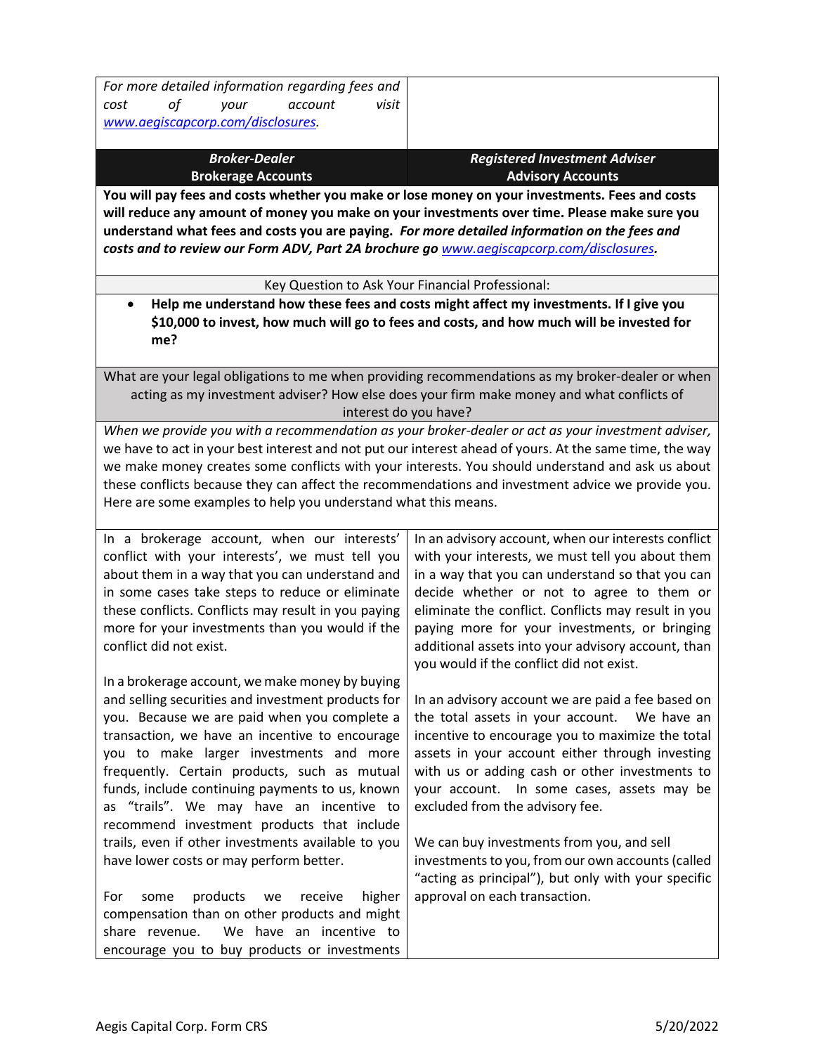*For more detailed information regarding fees and cost of your account visit [www.aegiscapcorp.com/disclosures](www.aegiscapcorp.com/disclosures).*

| ***Broker-Dealer* Brokerage Accounts** | ***Registered Investment Adviser* Advisory Accounts** |
|---|---|

**You will pay fees and costs whether you make or lose money on your investments. Fees and costs will reduce any amount of money you make on your investments over time. Please make sure you understand what fees and costs you are paying.** ***For more detailed information on the fees and costs and to review our Form ADV, Part 2A brochure go [www.aegiscapcorp.com/disclosures](www.aegiscapcorp.com/disclosures).***

Key Question to Ask Your Financial Professional:

- **Help me understand how these fees and costs might affect my investments. If I give you $10,000 to invest, how much will go to fees and costs, and how much will be invested for me?**

## What are your legal obligations to me when providing recommendations as my broker-dealer or when acting as my investment adviser? How else does your firm make money and what conflicts of interest do you have?

*When we provide you with a recommendation as your broker-dealer or act as your investment adviser,* we have to act in your best interest and not put our interest ahead of yours. At the same time, the way we make money creates some conflicts with your interests. You should understand and ask us about these conflicts because they can affect the recommendations and investment advice we provide you. Here are some examples to help you understand what this means.

| Brokerage Accounts | Advisory Accounts |
|---|---|
| In a brokerage account, when our interests' conflict with your interests', we must tell you about them in a way that you can understand and in some cases take steps to reduce or eliminate these conflicts. Conflicts may result in you paying more for your investments than you would if the conflict did not exist. | In an advisory account, when our interests conflict with your interests, we must tell you about them in a way that you can understand so that you can decide whether or not to agree to them or eliminate the conflict. Conflicts may result in you paying more for your investments, or bringing additional assets into your advisory account, than you would if the conflict did not exist. |
| In a brokerage account, we make money by buying and selling securities and investment products for you. Because we are paid when you complete a transaction, we have an incentive to encourage you to make larger investments and more frequently. Certain products, such as mutual funds, include continuing payments to us, known as "trails". We may have an incentive to recommend investment products that include trails, even if other investments available to you have lower costs or may perform better. | In an advisory account we are paid a fee based on the total assets in your account. We have an incentive to encourage you to maximize the total assets in your account either through investing with us or adding cash or other investments to your account. In some cases, assets may be excluded from the advisory fee. |
| For some products we receive higher compensation than on other products and might share revenue. We have an incentive to encourage you to buy products or investments | We can buy investments from you, and sell investments to you, from our own accounts (called "acting as principal"), but only with your specific approval on each transaction. |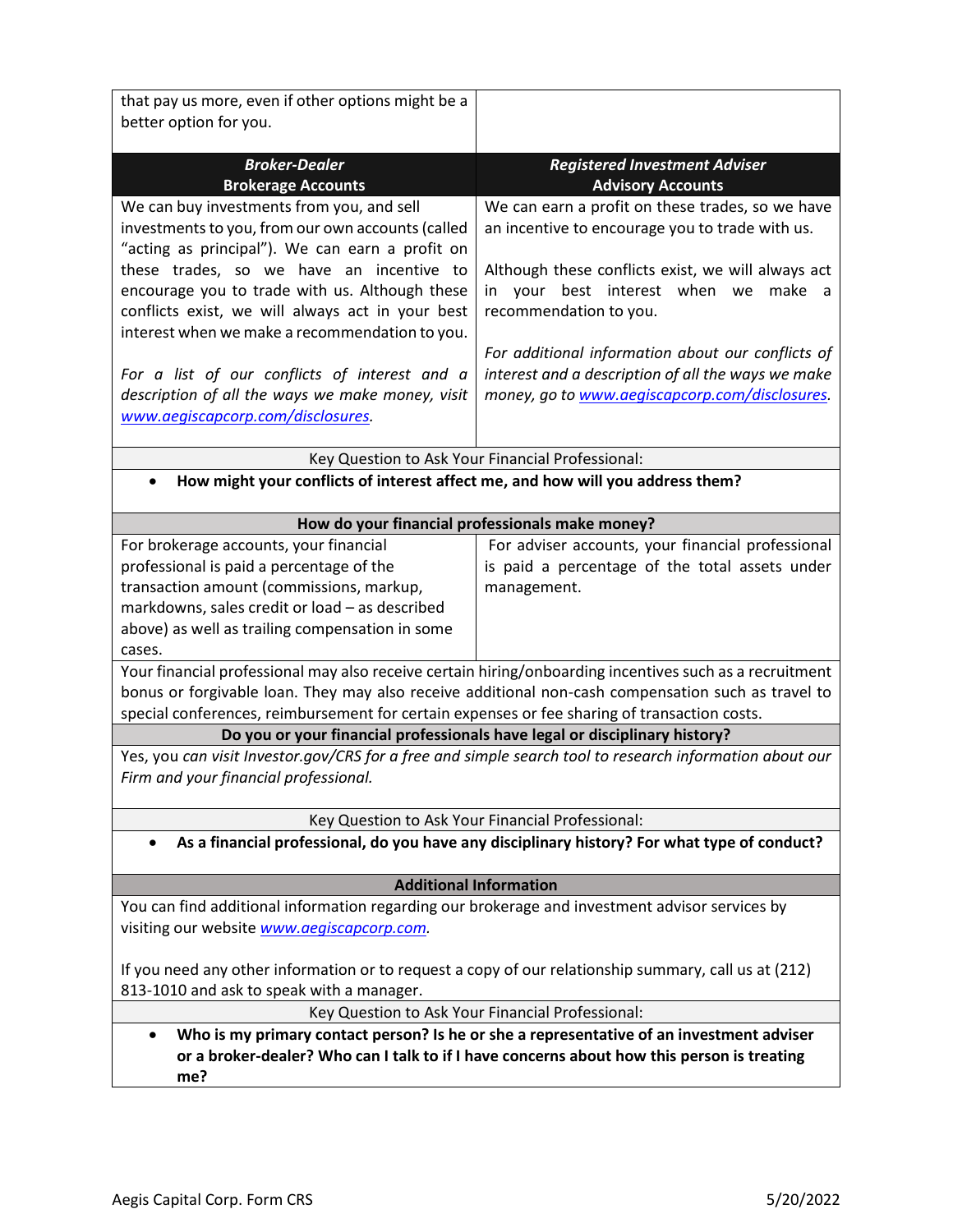| | |
|---|---|
| that pay us more, even if other options might be a better option for you. | |
| ***Broker-Dealer*** **Brokerage Accounts** | ***Registered Investment Adviser*** **Advisory Accounts** |
| We can buy investments from you, and sell investments to you, from our own accounts (called "acting as principal"). We can earn a profit on these trades, so we have an incentive to encourage you to trade with us. Although these conflicts exist, we will always act in your best interest when we make a recommendation to you.<br><br>*For a list of our conflicts of interest and a description of all the ways we make money, visit [www.aegiscapcorp.com/disclosures](www.aegiscapcorp.com/disclosures).* | We can earn a profit on these trades, so we have an incentive to encourage you to trade with us.<br><br>Although these conflicts exist, we will always act in your best interest when we make a recommendation to you.<br><br>*For additional information about our conflicts of interest and a description of all the ways we make money, go to [www.aegiscapcorp.com/disclosures](www.aegiscapcorp.com/disclosures).* |

Key Question to Ask Your Financial Professional:

- **How might your conflicts of interest affect me, and how will you address them?**

**How do your financial professionals make money?**

| | |
|---|---|
| For brokerage accounts, your financial professional is paid a percentage of the transaction amount (commissions, markup, markdowns, sales credit or load – as described above) as well as trailing compensation in some cases. | For adviser accounts, your financial professional is paid a percentage of the total assets under management. |

Your financial professional may also receive certain hiring/onboarding incentives such as a recruitment bonus or forgivable loan. They may also receive additional non-cash compensation such as travel to special conferences, reimbursement for certain expenses or fee sharing of transaction costs.

**Do you or your financial professionals have legal or disciplinary history?**

Yes, you *can visit Investor.gov/CRS for a free and simple search tool to research information about our Firm and your financial professional.*

Key Question to Ask Your Financial Professional:

- **As a financial professional, do you have any disciplinary history? For what type of conduct?**

**Additional Information**

You can find additional information regarding our brokerage and investment advisor services by visiting our website *[www.aegiscapcorp.com](www.aegiscapcorp.com)*.

If you need any other information or to request a copy of our relationship summary, call us at (212) 813-1010 and ask to speak with a manager.

Key Question to Ask Your Financial Professional:

- **Who is my primary contact person? Is he or she a representative of an investment adviser or a broker-dealer? Who can I talk to if I have concerns about how this person is treating me?**